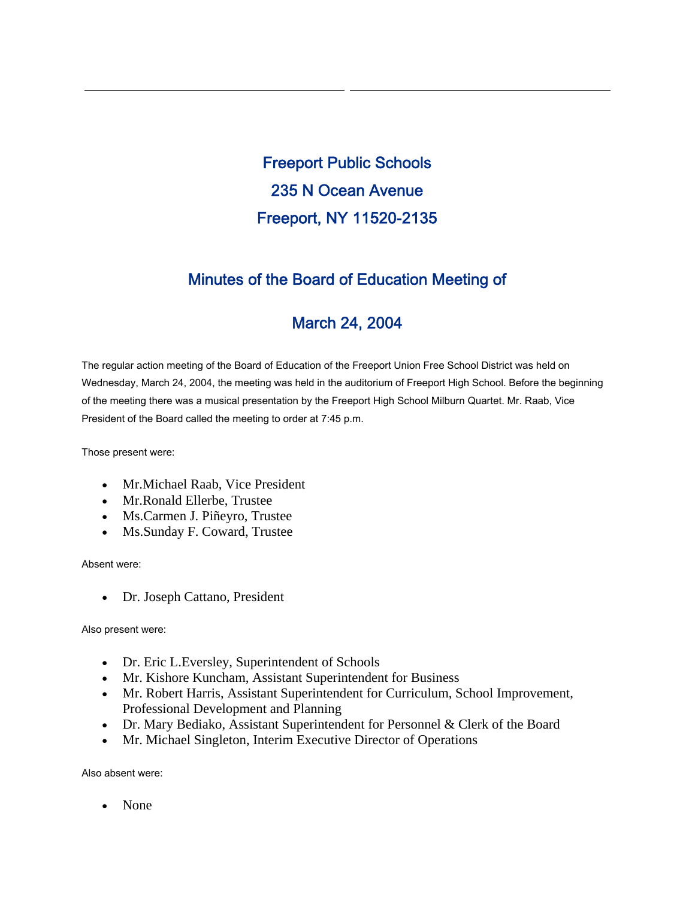# Freeport Public Schools

## 235 N Ocean Avenue

## Freeport, NY 11520-2135

## Minutes of the Board of Education Meeting of

## March 24, 2004

The regular action meeting of the Board of Education of the Freeport Union Free School District was held on Wednesday, March 24, 2004, the meeting was held in the auditorium of Freeport High School. Before the beginning of the meeting there was a musical presentation by the Freeport High School Milburn Quartet. Mr. Raab, Vice President of the Board called the meeting to order at 7:45 p.m.

Those present were:

- Mr.Michael Raab, Vice President
- Mr.Ronald Ellerbe, Trustee
- Ms.Carmen J. Piñeyro, Trustee
- Ms.Sunday F. Coward, Trustee

Absent were:

- Dr. Joseph Cattano, President

Also present were:

- Dr. Eric L.Eversley, Superintendent of Schools
- Mr. Kishore Kuncham, Assistant Superintendent for Business
- Mr. Robert Harris, Assistant Superintendent for Curriculum, School Improvement, Professional Development and Planning
- Dr. Mary Bediako, Assistant Superintendent for Personnel & Clerk of the Board
- Mr. Michael Singleton, Interim Executive Director of Operations

Also absent were:

- None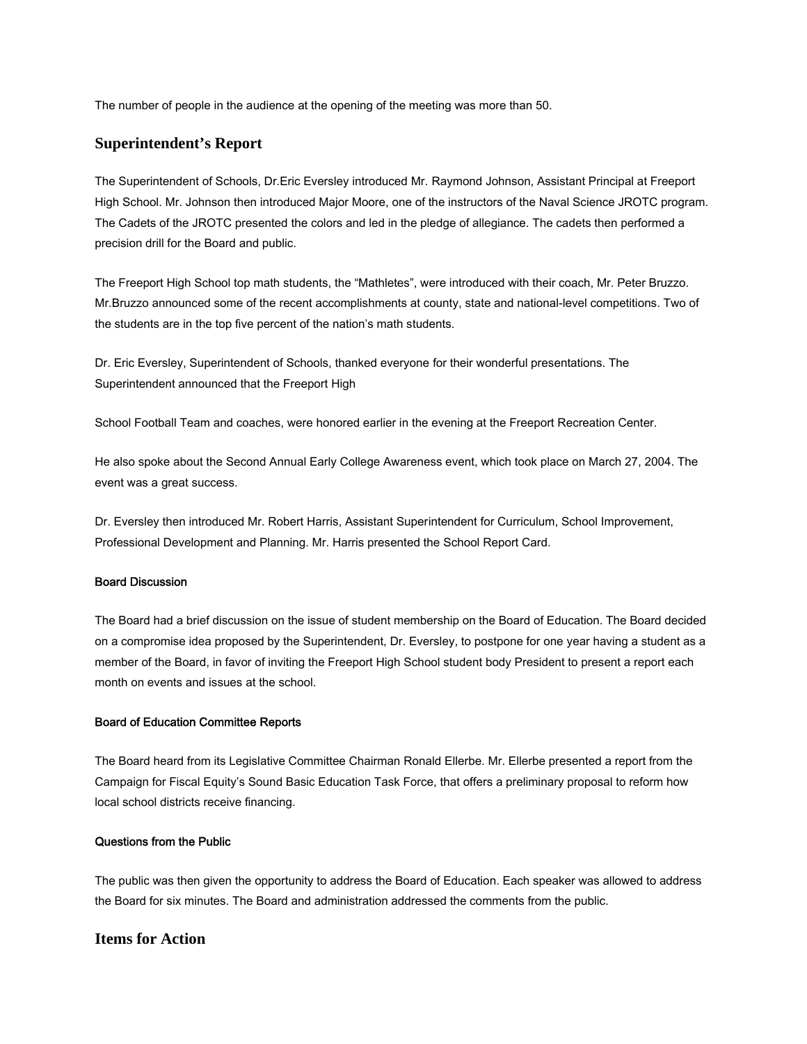The number of people in the audience at the opening of the meeting was more than 50.

## Superintendent's Report

The Superintendent of Schools, Dr.Eric Eversley introduced Mr. Raymond Johnson, Assistant Principal at Freeport High School. Mr. Johnson then introduced Major Moore, one of the instructors of the Naval Science JROTC program. The Cadets of the JROTC presented the colors and led in the pledge of allegiance. The cadets then performed a precision drill for the Board and public.

The Freeport High School top math students, the "Mathletes", were introduced with their coach, Mr. Peter Bruzzo. Mr.Bruzzo announced some of the recent accomplishments at county, state and national-level competitions. Two of the students are in the top five percent of the nation's math students.

Dr. Eric Eversley, Superintendent of Schools, thanked everyone for their wonderful presentations. The Superintendent announced that the Freeport High

School Football Team and coaches, were honored earlier in the evening at the Freeport Recreation Center.

He also spoke about the Second Annual Early College Awareness event, which took place on March 27, 2004. The event was a great success.

Dr. Eversley then introduced Mr. Robert Harris, Assistant Superintendent for Curriculum, School Improvement, Professional Development and Planning. Mr. Harris presented the School Report Card.

#### Board Discussion

The Board had a brief discussion on the issue of student membership on the Board of Education. The Board decided on a compromise idea proposed by the Superintendent, Dr. Eversley, to postpone for one year having a student as a member of the Board, in favor of inviting the Freeport High School student body President to present a report each month on events and issues at the school.

#### Board of Education Committee Reports

The Board heard from its Legislative Committee Chairman Ronald Ellerbe. Mr. Ellerbe presented a report from the Campaign for Fiscal Equity's Sound Basic Education Task Force, that offers a preliminary proposal to reform how local school districts receive financing.

#### Questions from the Public

The public was then given the opportunity to address the Board of Education. Each speaker was allowed to address the Board for six minutes. The Board and administration addressed the comments from the public.

## Items for Action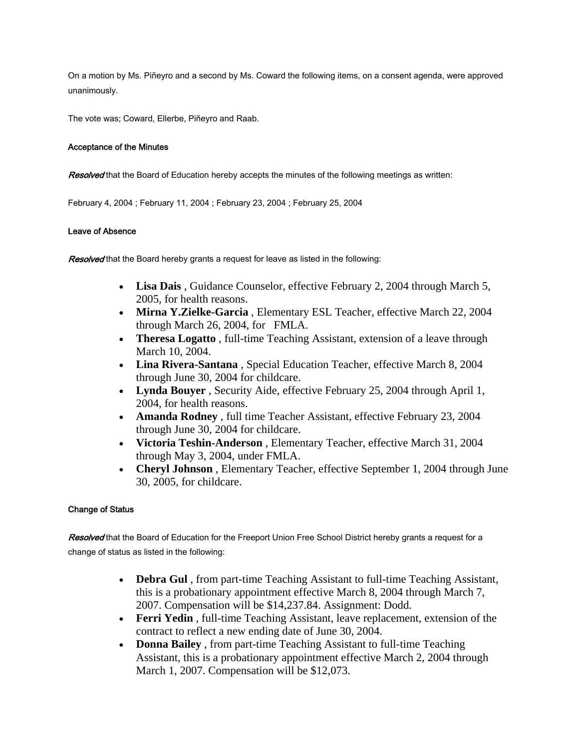On a motion by Ms. Piñeyro and a second by Ms. Coward the following items, on a consent agenda, were approved unanimously.

The vote was; Coward, Ellerbe, Piñeyro and Raab.

#### Acceptance of the Minutes

*Resolved* that the Board of Education hereby accepts the minutes of the following meetings as written:

February 4, 2004 ; February 11, 2004 ; February 23, 2004 ; February 25, 2004

#### Leave of Absence

*Resolved* that the Board hereby grants a request for leave as listed in the following:

- **Lisa Dais** , Guidance Counselor, effective February 2, 2004 through March 5, 2005, for health reasons.
- **Mirna Y.Zielke-Garcia** , Elementary ESL Teacher, effective March 22, 2004 through March 26, 2004, for FMLA.
- **Theresa Logatto** , full-time Teaching Assistant, extension of a leave through March 10, 2004.
- **Lina Rivera-Santana** , Special Education Teacher, effective March 8, 2004 through June 30, 2004 for childcare.
- **Lynda Bouyer** , Security Aide, effective February 25, 2004 through April 1, 2004, for health reasons.
- **Amanda Rodney** , full time Teacher Assistant, effective February 23, 2004 through June 30, 2004 for childcare.
- **Victoria Teshin-Anderson** , Elementary Teacher, effective March 31, 2004 through May 3, 2004, under FMLA.
- **Cheryl Johnson** , Elementary Teacher, effective September 1, 2004 through June 30, 2005, for childcare.

#### Change of Status

*Resolved* that the Board of Education for the Freeport Union Free School District hereby grants a request for a change of status as listed in the following:

- **Debra Gul** , from part-time Teaching Assistant to full-time Teaching Assistant, this is a probationary appointment effective March 8, 2004 through March 7, 2007. Compensation will be $14,237.84. Assignment: Dodd.
- **Ferri Yedin** , full-time Teaching Assistant, leave replacement, extension of the contract to reflect a new ending date of June 30, 2004.
- **Donna Bailey** , from part-time Teaching Assistant to full-time Teaching Assistant, this is a probationary appointment effective March 2, 2004 through March 1, 2007. Compensation will be $12,073.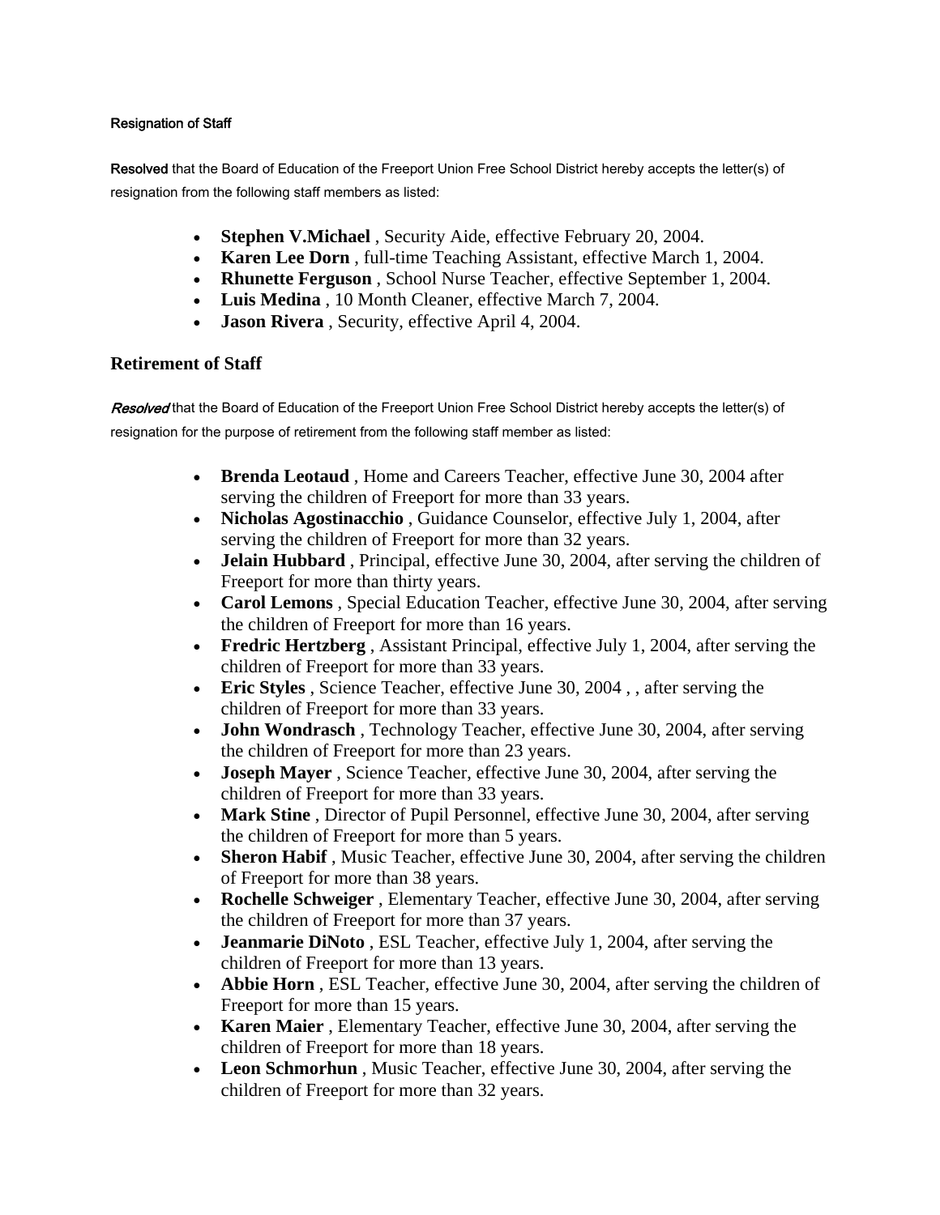Resignation of Staff

**Resolved** that the Board of Education of the Freeport Union Free School District hereby accepts the letter(s) of resignation from the following staff members as listed:

- **Stephen V.Michael** , Security Aide, effective February 20, 2004.
- **Karen Lee Dorn** , full-time Teaching Assistant, effective March 1, 2004.
- **Rhunette Ferguson** , School Nurse Teacher, effective September 1, 2004.
- **Luis Medina** , 10 Month Cleaner, effective March 7, 2004.
- **Jason Rivera** , Security, effective April 4, 2004.

## Retirement of Staff

***Resolved*** that the Board of Education of the Freeport Union Free School District hereby accepts the letter(s) of resignation for the purpose of retirement from the following staff member as listed:

- **Brenda Leotaud** , Home and Careers Teacher, effective June 30, 2004 after serving the children of Freeport for more than 33 years.
- **Nicholas Agostinacchio** , Guidance Counselor, effective July 1, 2004, after serving the children of Freeport for more than 32 years.
- **Jelain Hubbard** , Principal, effective June 30, 2004, after serving the children of Freeport for more than thirty years.
- **Carol Lemons** , Special Education Teacher, effective June 30, 2004, after serving the children of Freeport for more than 16 years.
- **Fredric Hertzberg** , Assistant Principal, effective July 1, 2004, after serving the children of Freeport for more than 33 years.
- **Eric Styles** , Science Teacher, effective June 30, 2004 , , after serving the children of Freeport for more than 33 years.
- **John Wondrasch** , Technology Teacher, effective June 30, 2004, after serving the children of Freeport for more than 23 years.
- **Joseph Mayer** , Science Teacher, effective June 30, 2004, after serving the children of Freeport for more than 33 years.
- **Mark Stine** , Director of Pupil Personnel, effective June 30, 2004, after serving the children of Freeport for more than 5 years.
- **Sheron Habif** , Music Teacher, effective June 30, 2004, after serving the children of Freeport for more than 38 years.
- **Rochelle Schweiger** , Elementary Teacher, effective June 30, 2004, after serving the children of Freeport for more than 37 years.
- **Jeanmarie DiNoto** , ESL Teacher, effective July 1, 2004, after serving the children of Freeport for more than 13 years.
- **Abbie Horn** , ESL Teacher, effective June 30, 2004, after serving the children of Freeport for more than 15 years.
- **Karen Maier** , Elementary Teacher, effective June 30, 2004, after serving the children of Freeport for more than 18 years.
- **Leon Schmorhun** , Music Teacher, effective June 30, 2004, after serving the children of Freeport for more than 32 years.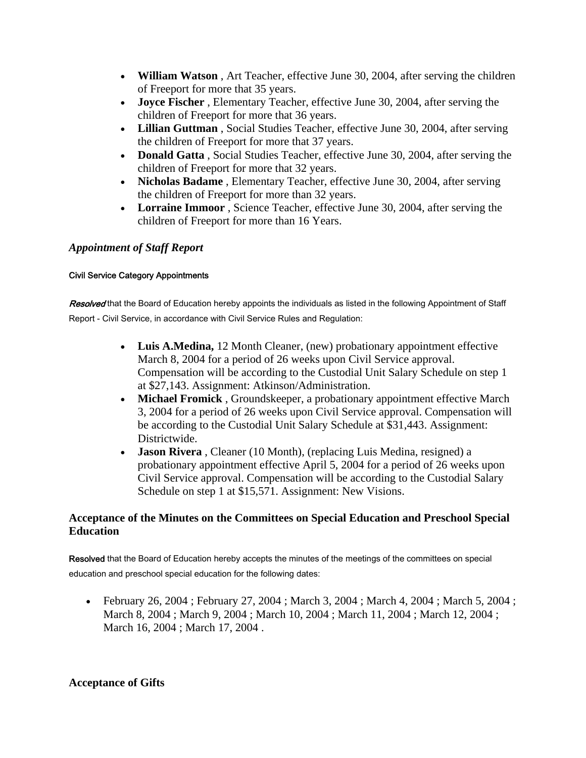- **William Watson** , Art Teacher, effective June 30, 2004, after serving the children of Freeport for more that 35 years.
- **Joyce Fischer** , Elementary Teacher, effective June 30, 2004, after serving the children of Freeport for more that 36 years.
- **Lillian Guttman** , Social Studies Teacher, effective June 30, 2004, after serving the children of Freeport for more that 37 years.
- **Donald Gatta** , Social Studies Teacher, effective June 30, 2004, after serving the children of Freeport for more that 32 years.
- **Nicholas Badame** , Elementary Teacher, effective June 30, 2004, after serving the children of Freeport for more than 32 years.
- **Lorraine Immoor** , Science Teacher, effective June 30, 2004, after serving the children of Freeport for more than 16 Years.

### *Appointment of Staff Report*

**Civil Service Category Appointments**

*Resolved* that the Board of Education hereby appoints the individuals as listed in the following Appointment of Staff Report - Civil Service, in accordance with Civil Service Rules and Regulation:

- **Luis A.Medina,** 12 Month Cleaner, (new) probationary appointment effective March 8, 2004 for a period of 26 weeks upon Civil Service approval. Compensation will be according to the Custodial Unit Salary Schedule on step 1 at $27,143. Assignment: Atkinson/Administration.
- **Michael Fromick** , Groundskeeper, a probationary appointment effective March 3, 2004 for a period of 26 weeks upon Civil Service approval. Compensation will be according to the Custodial Unit Salary Schedule at $31,443. Assignment: Districtwide.
- **Jason Rivera** , Cleaner (10 Month), (replacing Luis Medina, resigned) a probationary appointment effective April 5, 2004 for a period of 26 weeks upon Civil Service approval. Compensation will be according to the Custodial Salary Schedule on step 1 at $15,571. Assignment: New Visions.

### Acceptance of the Minutes on the Committees on Special Education and Preschool Special Education

**Resolved** that the Board of Education hereby accepts the minutes of the meetings of the committees on special education and preschool special education for the following dates:

- February 26, 2004 ; February 27, 2004 ; March 3, 2004 ; March 4, 2004 ; March 5, 2004 ; March 8, 2004 ; March 9, 2004 ; March 10, 2004 ; March 11, 2004 ; March 12, 2004 ; March 16, 2004 ; March 17, 2004 .

### Acceptance of Gifts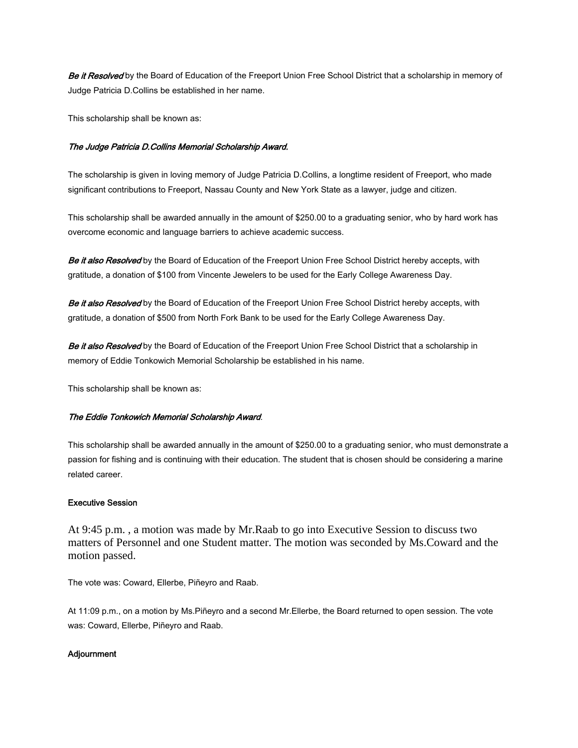***Be it Resolved*** by the Board of Education of the Freeport Union Free School District that a scholarship in memory of Judge Patricia D.Collins be established in her name.

This scholarship shall be known as:

***The Judge Patricia D.Collins Memorial Scholarship Award.***

The scholarship is given in loving memory of Judge Patricia D.Collins, a longtime resident of Freeport, who made significant contributions to Freeport, Nassau County and New York State as a lawyer, judge and citizen.

This scholarship shall be awarded annually in the amount of $250.00 to a graduating senior, who by hard work has overcome economic and language barriers to achieve academic success.

***Be it also Resolved*** by the Board of Education of the Freeport Union Free School District hereby accepts, with gratitude, a donation of $100 from Vincente Jewelers to be used for the Early College Awareness Day.

***Be it also Resolved*** by the Board of Education of the Freeport Union Free School District hereby accepts, with gratitude, a donation of $500 from North Fork Bank to be used for the Early College Awareness Day.

***Be it also Resolved*** by the Board of Education of the Freeport Union Free School District that a scholarship in memory of Eddie Tonkowich Memorial Scholarship be established in his name.

This scholarship shall be known as:

***The Eddie Tonkowich Memorial Scholarship Award***.

This scholarship shall be awarded annually in the amount of $250.00 to a graduating senior, who must demonstrate a passion for fishing and is continuing with their education. The student that is chosen should be considering a marine related career.

**Executive Session**

At 9:45 p.m. , a motion was made by Mr.Raab to go into Executive Session to discuss two matters of Personnel and one Student matter. The motion was seconded by Ms.Coward and the motion passed.

The vote was: Coward, Ellerbe, Piñeyro and Raab.

At 11:09 p.m., on a motion by Ms.Piñeyro and a second Mr.Ellerbe, the Board returned to open session. The vote was: Coward, Ellerbe, Piñeyro and Raab.

**Adjournment**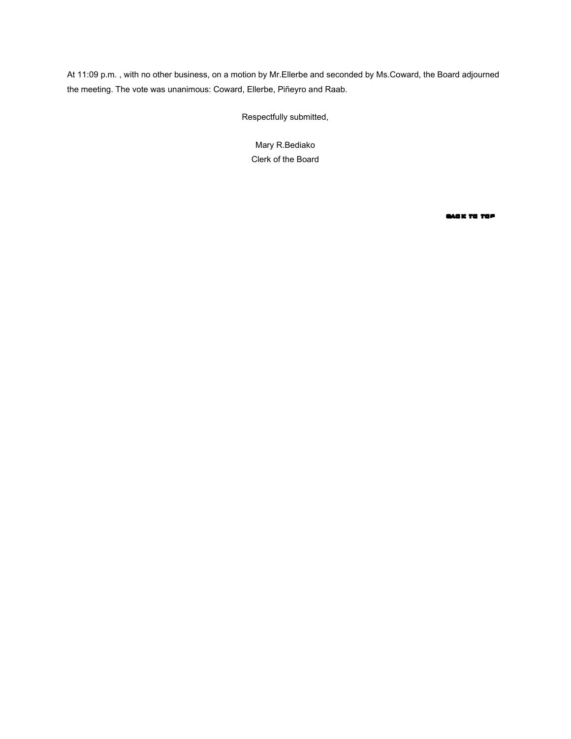At 11:09 p.m. , with no other business, on a motion by Mr.Ellerbe and seconded by Ms.Coward, the Board adjourned the meeting. The vote was unanimous: Coward, Ellerbe, Piñeyro and Raab.

Respectfully submitted,

Mary R.Bediako
Clerk of the Board

BACK TO TOP